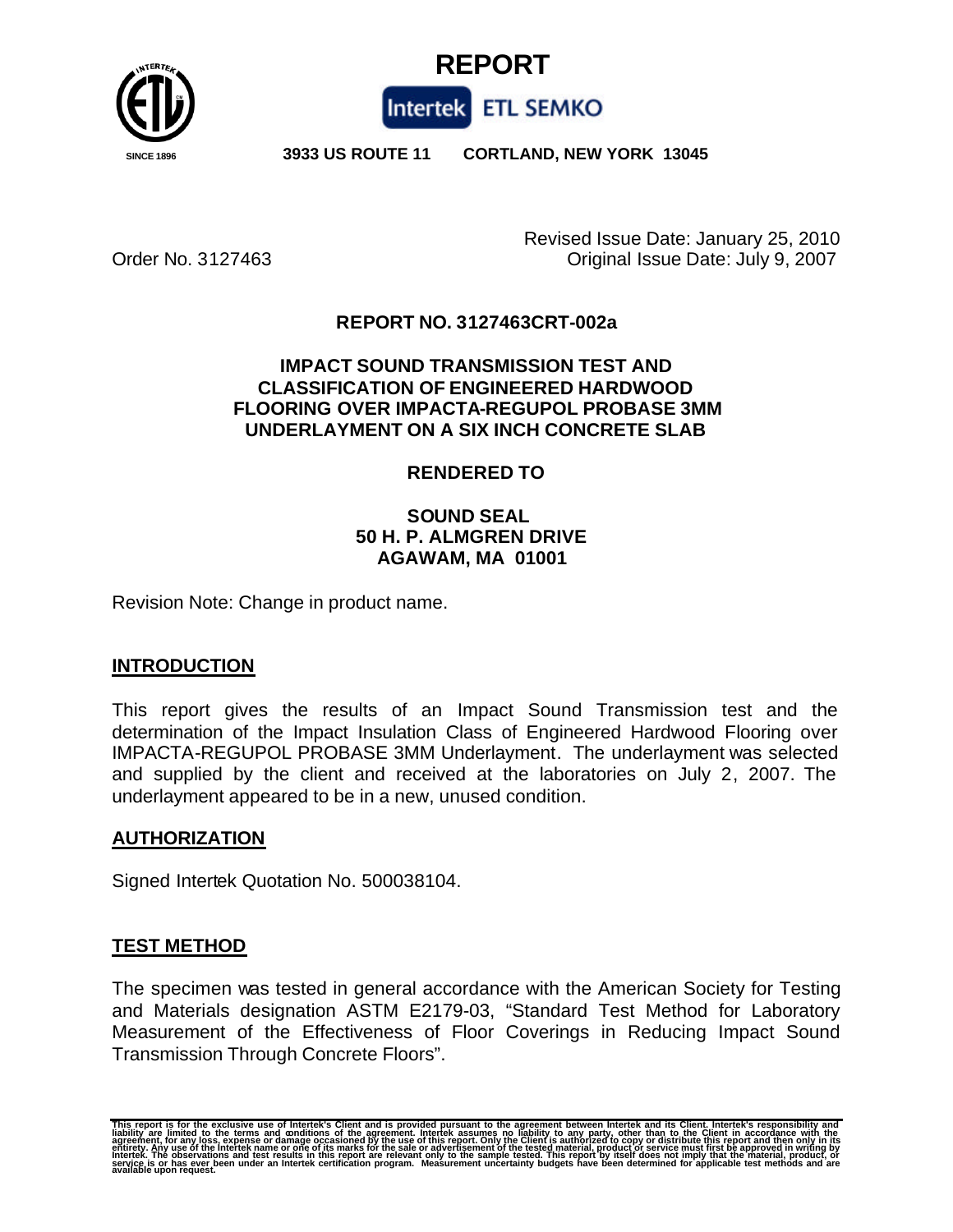# REPORT

Intertek ETL SEMKO

SINCE 1896 3933 US ROUTE 11 CORTLAND, NEW YORK 13045

Order No. 3127463

Revised Issue Date: January 25, 2010
Original Issue Date: July 9, 2007

**REPORT NO. 3127463CRT-002a**

**IMPACT SOUND TRANSMISSION TEST AND CLASSIFICATION OF ENGINEERED HARDWOOD FLOORING OVER IMPACTA-REGUPOL PROBASE 3MM UNDERLAYMENT ON A SIX INCH CONCRETE SLAB**

**RENDERED TO**

**SOUND SEAL**
**50 H. P. ALMGREN DRIVE**
**AGAWAM, MA 01001**

Revision Note: Change in product name.

## INTRODUCTION

This report gives the results of an Impact Sound Transmission test and the determination of the Impact Insulation Class of Engineered Hardwood Flooring over IMPACTA-REGUPOL PROBASE 3MM Underlayment. The underlayment was selected and supplied by the client and received at the laboratories on July 2, 2007. The underlayment appeared to be in a new, unused condition.

## AUTHORIZATION

Signed Intertek Quotation No. 500038104.

## TEST METHOD

The specimen was tested in general accordance with the American Society for Testing and Materials designation ASTM E2179-03, "Standard Test Method for Laboratory Measurement of the Effectiveness of Floor Coverings in Reducing Impact Sound Transmission Through Concrete Floors".

This report is for the exclusive use of Intertek's Client and is provided pursuant to the agreement between Intertek and its Client. Intertek's responsibility and liability are limited to the terms and conditions of the agreement. Intertek assumes no liability to any party, other than to the Client in accordance with the agreement, for any loss, expense or damage occasioned by the use of this report. Only the Client is authorized to copy or distribute this report and then only in its entirety. Any use of the Intertek name or one of its marks for the sale or advertisement of the tested material, product or service must first be approved in writing by Intertek. The observations and test results in this report are relevant only to the sample tested. This report by itself does not imply that the material, product, or service is or has ever been under an Intertek certification program. Measurement uncertainty budgets have been determined for applicable test methods and are available upon request.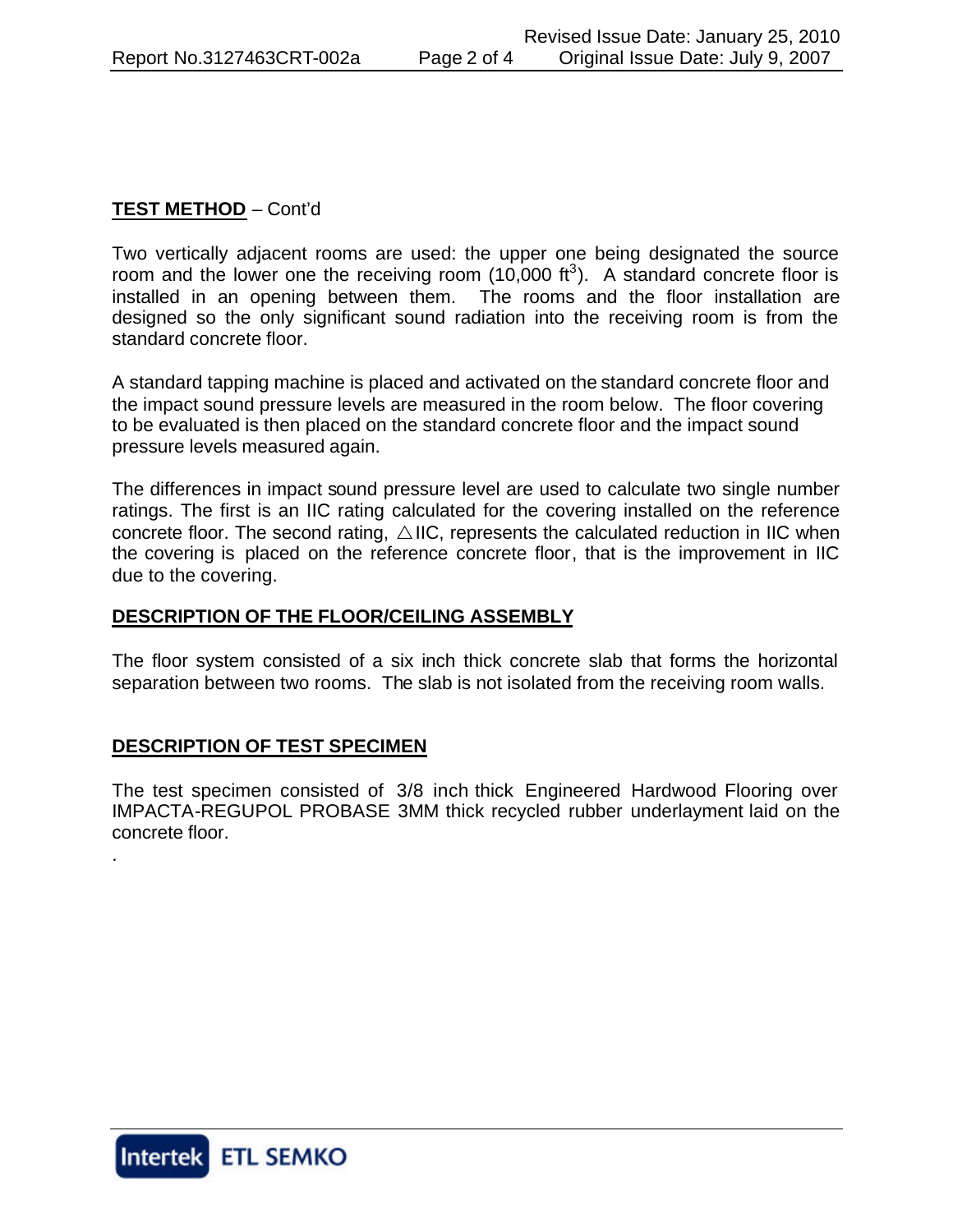**TEST METHOD** – Cont'd

Two vertically adjacent rooms are used: the upper one being designated the source room and the lower one the receiving room (10,000 $ft^3$). A standard concrete floor is installed in an opening between them. The rooms and the floor installation are designed so the only significant sound radiation into the receiving room is from the standard concrete floor.

A standard tapping machine is placed and activated on the standard concrete floor and the impact sound pressure levels are measured in the room below. The floor covering to be evaluated is then placed on the standard concrete floor and the impact sound pressure levels measured again.

The differences in impact sound pressure level are used to calculate two single number ratings. The first is an IIC rating calculated for the covering installed on the reference concrete floor. The second rating, △IIC, represents the calculated reduction in IIC when the covering is placed on the reference concrete floor, that is the improvement in IIC due to the covering.

**DESCRIPTION OF THE FLOOR/CEILING ASSEMBLY**

The floor system consisted of a six inch thick concrete slab that forms the horizontal separation between two rooms. The slab is not isolated from the receiving room walls.

**DESCRIPTION OF TEST SPECIMEN**

The test specimen consisted of 3/8 inch thick Engineered Hardwood Flooring over IMPACTA-REGUPOL PROBASE 3MM thick recycled rubber underlayment laid on the concrete floor.

.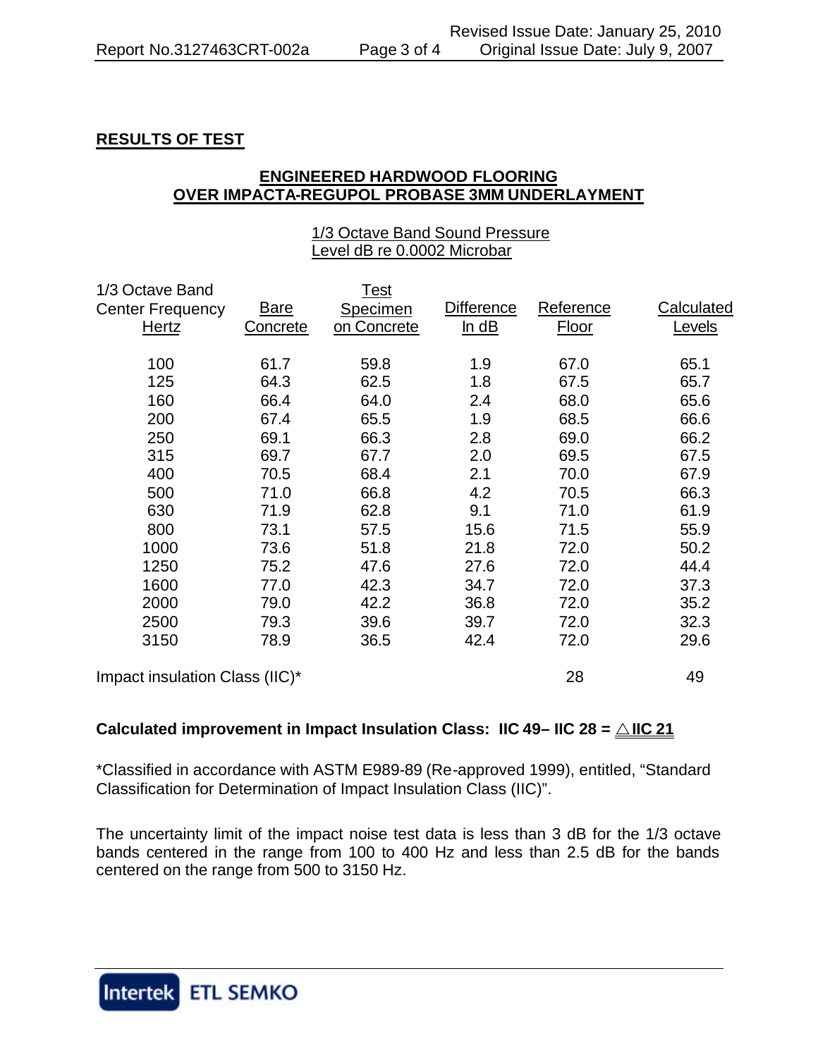## RESULTS OF TEST

### ENGINEERED HARDWOOD FLOORING OVER IMPACTA-REGUPOL PROBASE 3MM UNDERLAYMENT

1/3 Octave Band Sound Pressure Level dB re 0.0002 Microbar

| 1/3 Octave Band Center Frequency Hertz | Bare Concrete | Test Specimen on Concrete | Difference In dB | Reference Floor | Calculated Levels |
|---|---|---|---|---|---|
| 100 | 61.7 | 59.8 | 1.9 | 67.0 | 65.1 |
| 125 | 64.3 | 62.5 | 1.8 | 67.5 | 65.7 |
| 160 | 66.4 | 64.0 | 2.4 | 68.0 | 65.6 |
| 200 | 67.4 | 65.5 | 1.9 | 68.5 | 66.6 |
| 250 | 69.1 | 66.3 | 2.8 | 69.0 | 66.2 |
| 315 | 69.7 | 67.7 | 2.0 | 69.5 | 67.5 |
| 400 | 70.5 | 68.4 | 2.1 | 70.0 | 67.9 |
| 500 | 71.0 | 66.8 | 4.2 | 70.5 | 66.3 |
| 630 | 71.9 | 62.8 | 9.1 | 71.0 | 61.9 |
| 800 | 73.1 | 57.5 | 15.6 | 71.5 | 55.9 |
| 1000 | 73.6 | 51.8 | 21.8 | 72.0 | 50.2 |
| 1250 | 75.2 | 47.6 | 27.6 | 72.0 | 44.4 |
| 1600 | 77.0 | 42.3 | 34.7 | 72.0 | 37.3 |
| 2000 | 79.0 | 42.2 | 36.8 | 72.0 | 35.2 |
| 2500 | 79.3 | 39.6 | 39.7 | 72.0 | 32.3 |
| 3150 | 78.9 | 36.5 | 42.4 | 72.0 | 29.6 |
| Impact insulation Class (IIC)* | | | | 28 | 49 |

**Calculated improvement in Impact Insulation Class: IIC 49– IIC 28 = △IIC 21**

*Classified in accordance with ASTM E989-89 (Re-approved 1999), entitled, "Standard Classification for Determination of Impact Insulation Class (IIC)".

The uncertainty limit of the impact noise test data is less than 3 dB for the 1/3 octave bands centered in the range from 100 to 400 Hz and less than 2.5 dB for the bands centered on the range from 500 to 3150 Hz.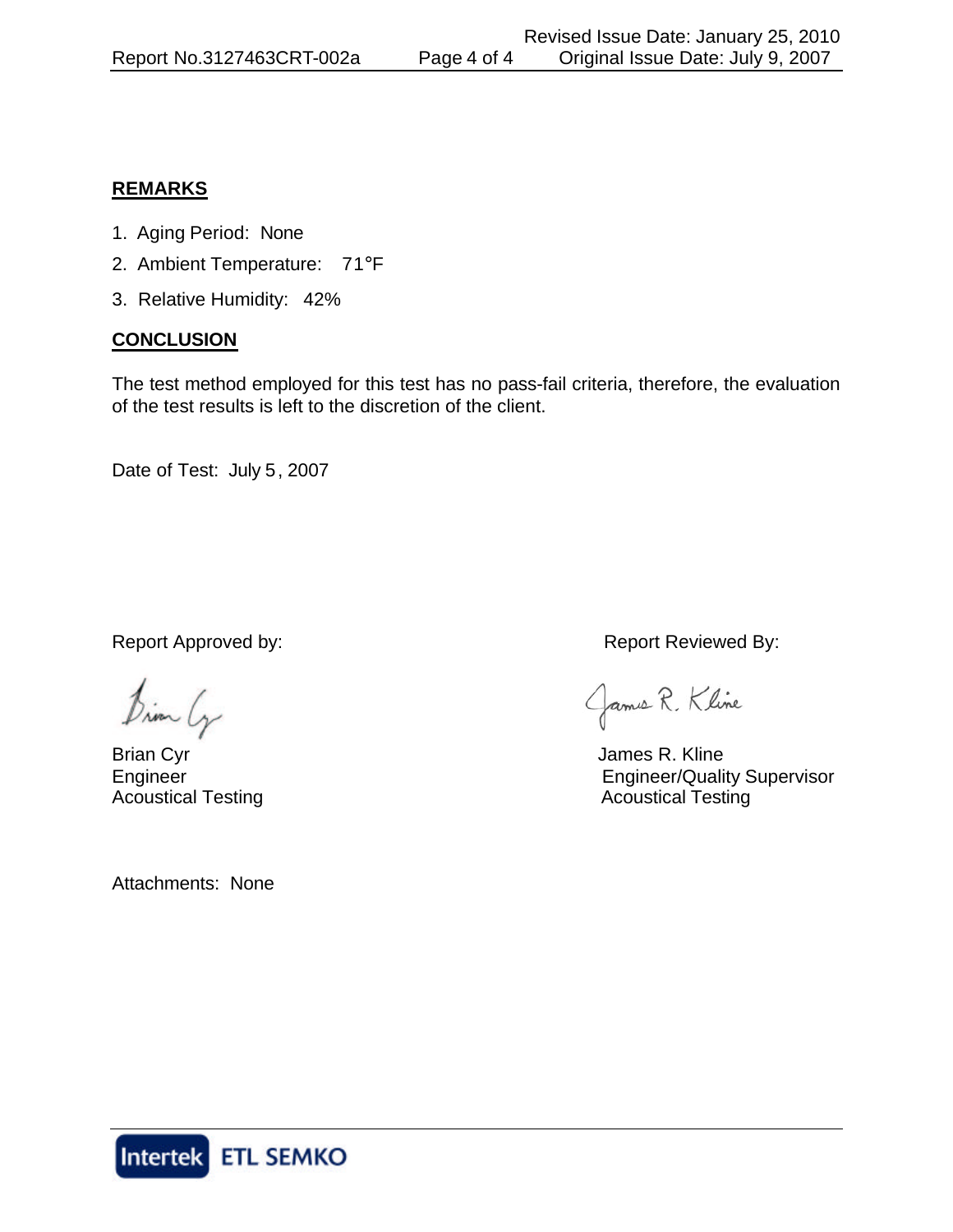## REMARKS

1. Aging Period: None
2. Ambient Temperature: 71°F
3. Relative Humidity: 42%

## CONCLUSION

The test method employed for this test has no pass-fail criteria, therefore, the evaluation of the test results is left to the discretion of the client.

Date of Test: July 5, 2007

Report Approved by:

Brian Cyr
Engineer
Acoustical Testing

Report Reviewed By:

James R. Kline
Engineer/Quality Supervisor
Acoustical Testing

Attachments: None